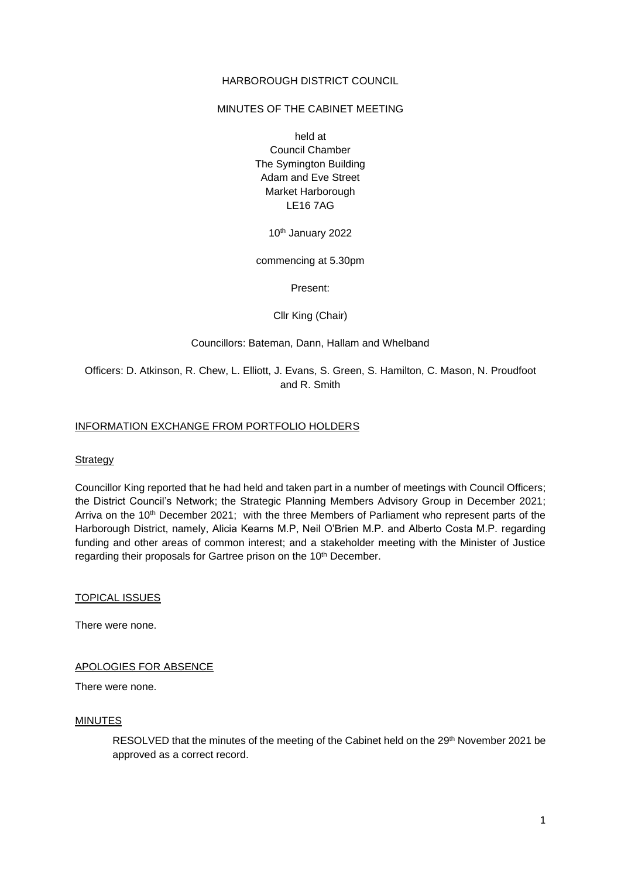HARBOROUGH DISTRICT COUNCIL

MINUTES OF THE CABINET MEETING

held at
Council Chamber
The Symington Building
Adam and Eve Street
Market Harborough
LE16 7AG

10th January 2022

commencing at 5.30pm

Present:

Cllr King (Chair)

Councillors: Bateman, Dann, Hallam and Whelband

Officers: D. Atkinson, R. Chew, L. Elliott, J. Evans, S. Green, S. Hamilton, C. Mason, N. Proudfoot and R. Smith

## INFORMATION EXCHANGE FROM PORTFOLIO HOLDERS

### Strategy

Councillor King reported that he had held and taken part in a number of meetings with Council Officers; the District Council's Network; the Strategic Planning Members Advisory Group in December 2021; Arriva on the 10th December 2021; with the three Members of Parliament who represent parts of the Harborough District, namely, Alicia Kearns M.P, Neil O'Brien M.P. and Alberto Costa M.P. regarding funding and other areas of common interest; and a stakeholder meeting with the Minister of Justice regarding their proposals for Gartree prison on the 10th December.

## TOPICAL ISSUES

There were none.

## APOLOGIES FOR ABSENCE

There were none.

## MINUTES

RESOLVED that the minutes of the meeting of the Cabinet held on the 29th November 2021 be approved as a correct record.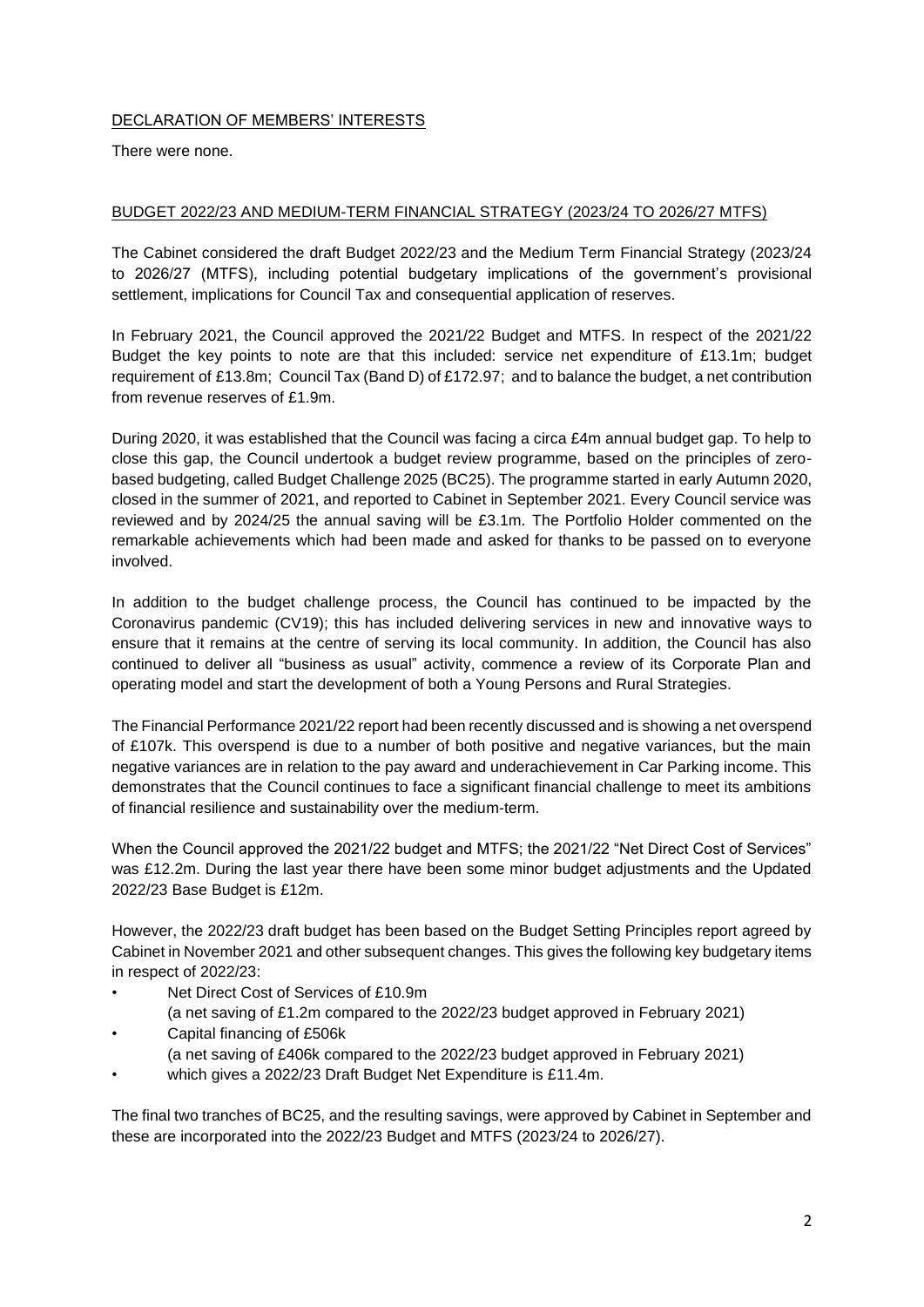## DECLARATION OF MEMBERS' INTERESTS

There were none.

## BUDGET 2022/23 AND MEDIUM-TERM FINANCIAL STRATEGY (2023/24 TO 2026/27 MTFS)

The Cabinet considered the draft Budget 2022/23 and the Medium Term Financial Strategy (2023/24 to 2026/27 (MTFS), including potential budgetary implications of the government's provisional settlement, implications for Council Tax and consequential application of reserves.

In February 2021, the Council approved the 2021/22 Budget and MTFS. In respect of the 2021/22 Budget the key points to note are that this included: service net expenditure of £13.1m; budget requirement of £13.8m; Council Tax (Band D) of £172.97; and to balance the budget, a net contribution from revenue reserves of £1.9m.

During 2020, it was established that the Council was facing a circa £4m annual budget gap. To help to close this gap, the Council undertook a budget review programme, based on the principles of zero-based budgeting, called Budget Challenge 2025 (BC25). The programme started in early Autumn 2020, closed in the summer of 2021, and reported to Cabinet in September 2021. Every Council service was reviewed and by 2024/25 the annual saving will be £3.1m. The Portfolio Holder commented on the remarkable achievements which had been made and asked for thanks to be passed on to everyone involved.

In addition to the budget challenge process, the Council has continued to be impacted by the Coronavirus pandemic (CV19); this has included delivering services in new and innovative ways to ensure that it remains at the centre of serving its local community. In addition, the Council has also continued to deliver all "business as usual" activity, commence a review of its Corporate Plan and operating model and start the development of both a Young Persons and Rural Strategies.

The Financial Performance 2021/22 report had been recently discussed and is showing a net overspend of £107k. This overspend is due to a number of both positive and negative variances, but the main negative variances are in relation to the pay award and underachievement in Car Parking income. This demonstrates that the Council continues to face a significant financial challenge to meet its ambitions of financial resilience and sustainability over the medium-term.

When the Council approved the 2021/22 budget and MTFS; the 2021/22 "Net Direct Cost of Services" was £12.2m. During the last year there have been some minor budget adjustments and the Updated 2022/23 Base Budget is £12m.

However, the 2022/23 draft budget has been based on the Budget Setting Principles report agreed by Cabinet in November 2021 and other subsequent changes. This gives the following key budgetary items in respect of 2022/23:

- Net Direct Cost of Services of £10.9m
  (a net saving of £1.2m compared to the 2022/23 budget approved in February 2021)
- Capital financing of £506k
  (a net saving of £406k compared to the 2022/23 budget approved in February 2021)
- which gives a 2022/23 Draft Budget Net Expenditure is £11.4m.

The final two tranches of BC25, and the resulting savings, were approved by Cabinet in September and these are incorporated into the 2022/23 Budget and MTFS (2023/24 to 2026/27).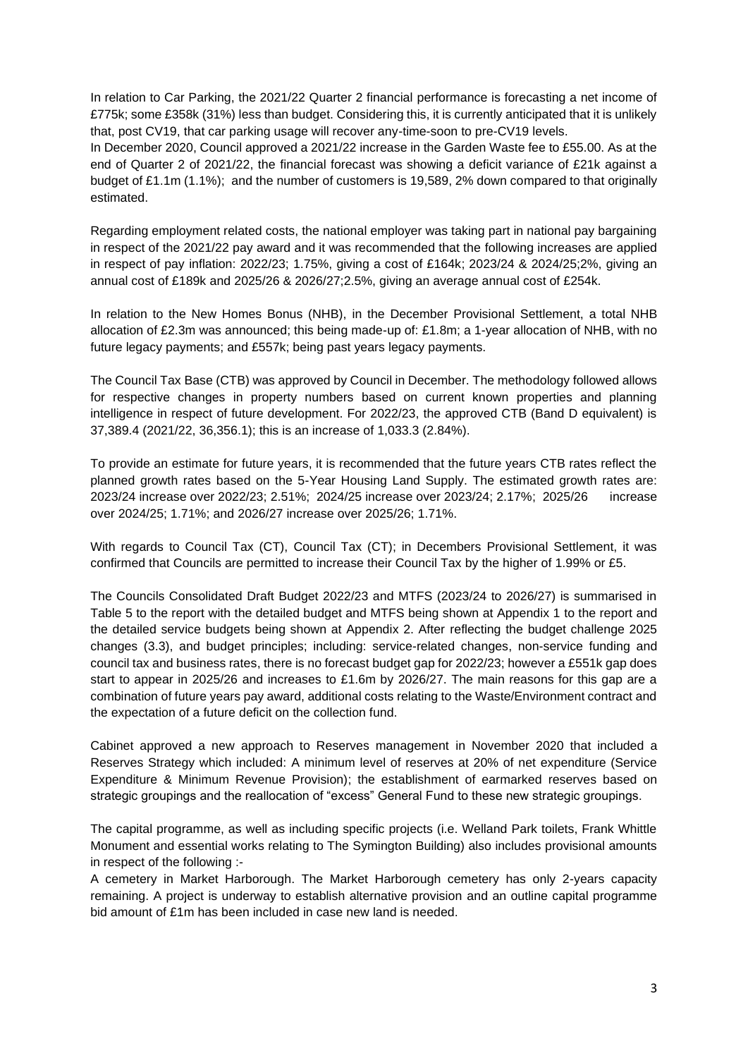In relation to Car Parking, the 2021/22 Quarter 2 financial performance is forecasting a net income of £775k; some £358k (31%) less than budget. Considering this, it is currently anticipated that it is unlikely that, post CV19, that car parking usage will recover any-time-soon to pre-CV19 levels.
In December 2020, Council approved a 2021/22 increase in the Garden Waste fee to £55.00. As at the end of Quarter 2 of 2021/22, the financial forecast was showing a deficit variance of £21k against a budget of £1.1m (1.1%); and the number of customers is 19,589, 2% down compared to that originally estimated.

Regarding employment related costs, the national employer was taking part in national pay bargaining in respect of the 2021/22 pay award and it was recommended that the following increases are applied in respect of pay inflation: 2022/23; 1.75%, giving a cost of £164k; 2023/24 & 2024/25;2%, giving an annual cost of £189k and 2025/26 & 2026/27;2.5%, giving an average annual cost of £254k.

In relation to the New Homes Bonus (NHB), in the December Provisional Settlement, a total NHB allocation of £2.3m was announced; this being made-up of: £1.8m; a 1-year allocation of NHB, with no future legacy payments; and £557k; being past years legacy payments.

The Council Tax Base (CTB) was approved by Council in December. The methodology followed allows for respective changes in property numbers based on current known properties and planning intelligence in respect of future development. For 2022/23, the approved CTB (Band D equivalent) is 37,389.4 (2021/22, 36,356.1); this is an increase of 1,033.3 (2.84%).

To provide an estimate for future years, it is recommended that the future years CTB rates reflect the planned growth rates based on the 5-Year Housing Land Supply. The estimated growth rates are: 2023/24 increase over 2022/23; 2.51%; 2024/25 increase over 2023/24; 2.17%; 2025/26 increase over 2024/25; 1.71%; and 2026/27 increase over 2025/26; 1.71%.

With regards to Council Tax (CT), Council Tax (CT); in Decembers Provisional Settlement, it was confirmed that Councils are permitted to increase their Council Tax by the higher of 1.99% or £5.

The Councils Consolidated Draft Budget 2022/23 and MTFS (2023/24 to 2026/27) is summarised in Table 5 to the report with the detailed budget and MTFS being shown at Appendix 1 to the report and the detailed service budgets being shown at Appendix 2. After reflecting the budget challenge 2025 changes (3.3), and budget principles; including: service-related changes, non-service funding and council tax and business rates, there is no forecast budget gap for 2022/23; however a £551k gap does start to appear in 2025/26 and increases to £1.6m by 2026/27. The main reasons for this gap are a combination of future years pay award, additional costs relating to the Waste/Environment contract and the expectation of a future deficit on the collection fund.

Cabinet approved a new approach to Reserves management in November 2020 that included a Reserves Strategy which included: A minimum level of reserves at 20% of net expenditure (Service Expenditure & Minimum Revenue Provision); the establishment of earmarked reserves based on strategic groupings and the reallocation of "excess" General Fund to these new strategic groupings.

The capital programme, as well as including specific projects (i.e. Welland Park toilets, Frank Whittle Monument and essential works relating to The Symington Building) also includes provisional amounts in respect of the following :-
A cemetery in Market Harborough. The Market Harborough cemetery has only 2-years capacity remaining. A project is underway to establish alternative provision and an outline capital programme bid amount of £1m has been included in case new land is needed.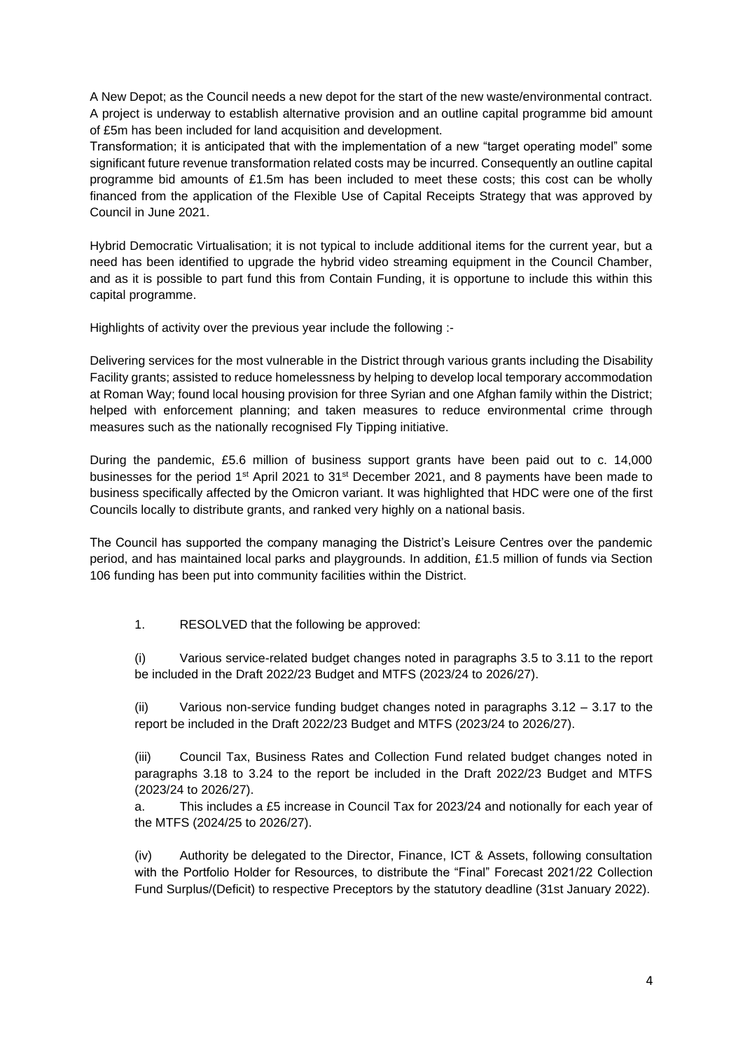A New Depot; as the Council needs a new depot for the start of the new waste/environmental contract. A project is underway to establish alternative provision and an outline capital programme bid amount of £5m has been included for land acquisition and development.

Transformation; it is anticipated that with the implementation of a new "target operating model" some significant future revenue transformation related costs may be incurred. Consequently an outline capital programme bid amounts of £1.5m has been included to meet these costs; this cost can be wholly financed from the application of the Flexible Use of Capital Receipts Strategy that was approved by Council in June 2021.

Hybrid Democratic Virtualisation; it is not typical to include additional items for the current year, but a need has been identified to upgrade the hybrid video streaming equipment in the Council Chamber, and as it is possible to part fund this from Contain Funding, it is opportune to include this within this capital programme.

Highlights of activity over the previous year include the following :-

Delivering services for the most vulnerable in the District through various grants including the Disability Facility grants; assisted to reduce homelessness by helping to develop local temporary accommodation at Roman Way; found local housing provision for three Syrian and one Afghan family within the District; helped with enforcement planning; and taken measures to reduce environmental crime through measures such as the nationally recognised Fly Tipping initiative.

During the pandemic, £5.6 million of business support grants have been paid out to c. 14,000 businesses for the period 1st April 2021 to 31st December 2021, and 8 payments have been made to business specifically affected by the Omicron variant. It was highlighted that HDC were one of the first Councils locally to distribute grants, and ranked very highly on a national basis.

The Council has supported the company managing the District's Leisure Centres over the pandemic period, and has maintained local parks and playgrounds. In addition, £1.5 million of funds via Section 106 funding has been put into community facilities within the District.

1. RESOLVED that the following be approved:

(i) Various service-related budget changes noted in paragraphs 3.5 to 3.11 to the report be included in the Draft 2022/23 Budget and MTFS (2023/24 to 2026/27).

(ii) Various non-service funding budget changes noted in paragraphs 3.12 – 3.17 to the report be included in the Draft 2022/23 Budget and MTFS (2023/24 to 2026/27).

(iii) Council Tax, Business Rates and Collection Fund related budget changes noted in paragraphs 3.18 to 3.24 to the report be included in the Draft 2022/23 Budget and MTFS (2023/24 to 2026/27).

a. This includes a £5 increase in Council Tax for 2023/24 and notionally for each year of the MTFS (2024/25 to 2026/27).

(iv) Authority be delegated to the Director, Finance, ICT & Assets, following consultation with the Portfolio Holder for Resources, to distribute the "Final" Forecast 2021/22 Collection Fund Surplus/(Deficit) to respective Preceptors by the statutory deadline (31st January 2022).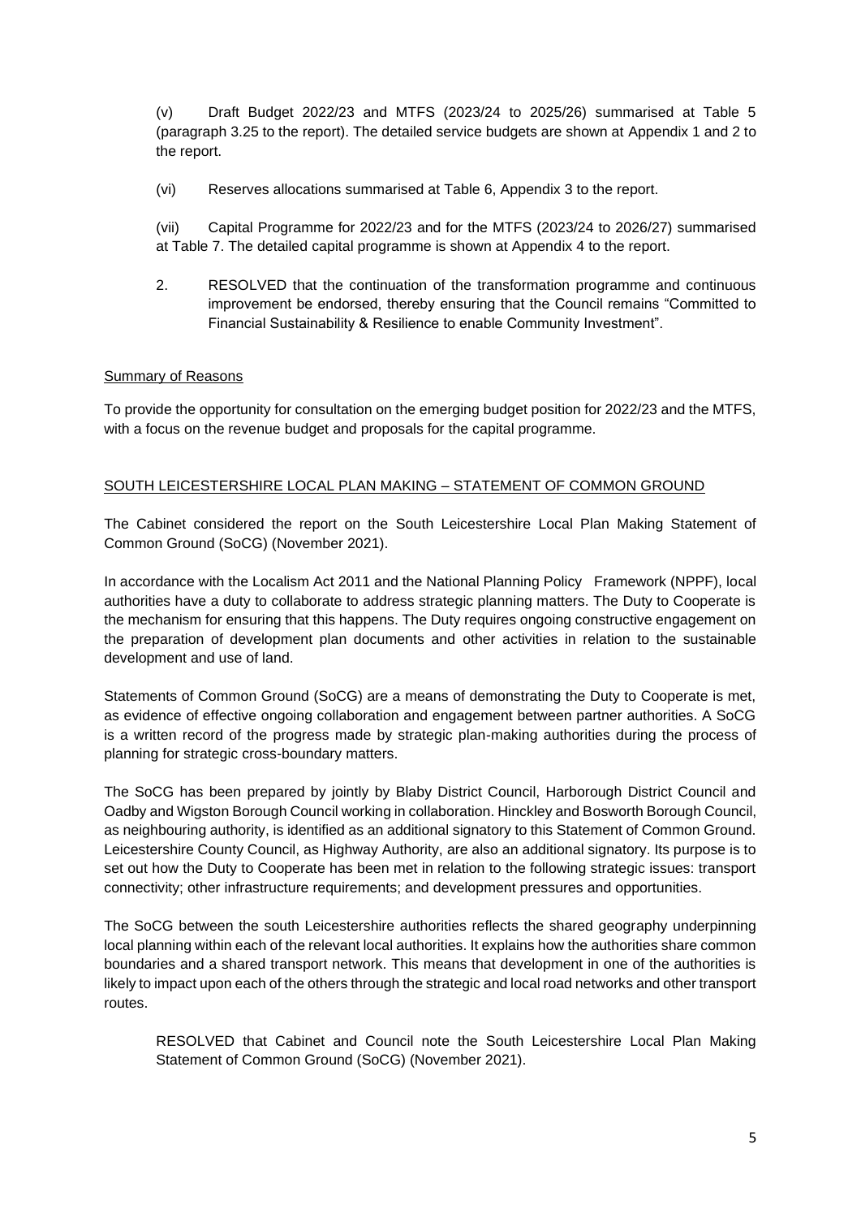(v) Draft Budget 2022/23 and MTFS (2023/24 to 2025/26) summarised at Table 5 (paragraph 3.25 to the report). The detailed service budgets are shown at Appendix 1 and 2 to the report.

(vi) Reserves allocations summarised at Table 6, Appendix 3 to the report.

(vii) Capital Programme for 2022/23 and for the MTFS (2023/24 to 2026/27) summarised at Table 7. The detailed capital programme is shown at Appendix 4 to the report.

2. RESOLVED that the continuation of the transformation programme and continuous improvement be endorsed, thereby ensuring that the Council remains "Committed to Financial Sustainability & Resilience to enable Community Investment".

Summary of Reasons

To provide the opportunity for consultation on the emerging budget position for 2022/23 and the MTFS, with a focus on the revenue budget and proposals for the capital programme.

SOUTH LEICESTERSHIRE LOCAL PLAN MAKING – STATEMENT OF COMMON GROUND

The Cabinet considered the report on the South Leicestershire Local Plan Making Statement of Common Ground (SoCG) (November 2021).

In accordance with the Localism Act 2011 and the National Planning Policy Framework (NPPF), local authorities have a duty to collaborate to address strategic planning matters. The Duty to Cooperate is the mechanism for ensuring that this happens. The Duty requires ongoing constructive engagement on the preparation of development plan documents and other activities in relation to the sustainable development and use of land.

Statements of Common Ground (SoCG) are a means of demonstrating the Duty to Cooperate is met, as evidence of effective ongoing collaboration and engagement between partner authorities. A SoCG is a written record of the progress made by strategic plan-making authorities during the process of planning for strategic cross-boundary matters.

The SoCG has been prepared by jointly by Blaby District Council, Harborough District Council and Oadby and Wigston Borough Council working in collaboration. Hinckley and Bosworth Borough Council, as neighbouring authority, is identified as an additional signatory to this Statement of Common Ground. Leicestershire County Council, as Highway Authority, are also an additional signatory. Its purpose is to set out how the Duty to Cooperate has been met in relation to the following strategic issues: transport connectivity; other infrastructure requirements; and development pressures and opportunities.

The SoCG between the south Leicestershire authorities reflects the shared geography underpinning local planning within each of the relevant local authorities. It explains how the authorities share common boundaries and a shared transport network. This means that development in one of the authorities is likely to impact upon each of the others through the strategic and local road networks and other transport routes.

RESOLVED that Cabinet and Council note the South Leicestershire Local Plan Making Statement of Common Ground (SoCG) (November 2021).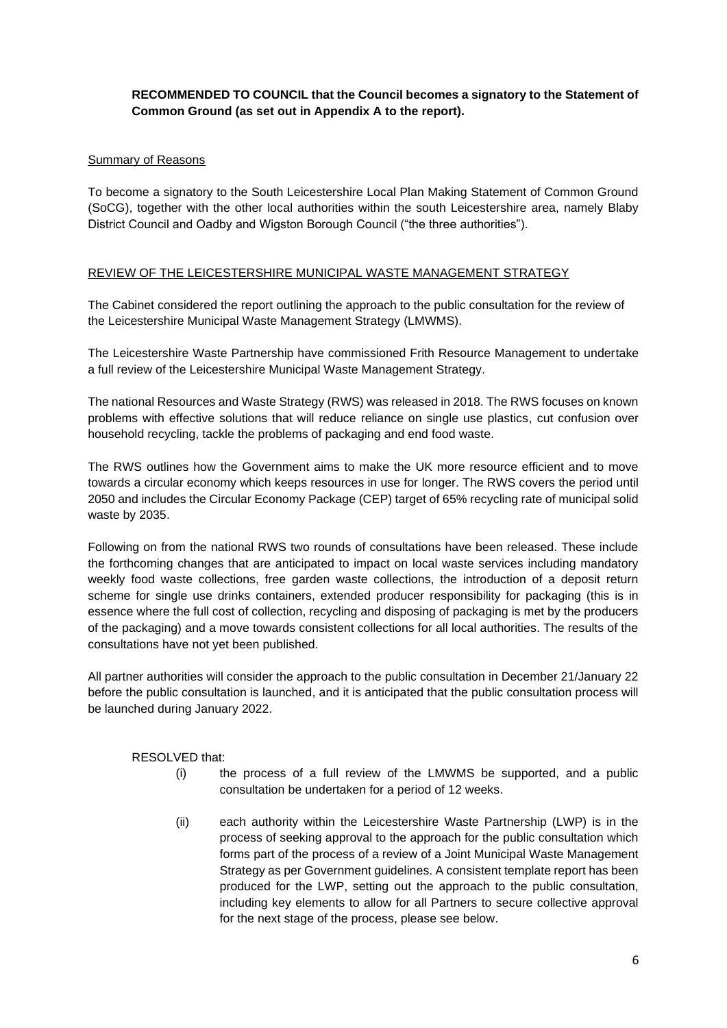**RECOMMENDED TO COUNCIL that the Council becomes a signatory to the Statement of Common Ground (as set out in Appendix A to the report).**

Summary of Reasons

To become a signatory to the South Leicestershire Local Plan Making Statement of Common Ground (SoCG), together with the other local authorities within the south Leicestershire area, namely Blaby District Council and Oadby and Wigston Borough Council ("the three authorities").

## REVIEW OF THE LEICESTERSHIRE MUNICIPAL WASTE MANAGEMENT STRATEGY

The Cabinet considered the report outlining the approach to the public consultation for the review of the Leicestershire Municipal Waste Management Strategy (LMWMS).

The Leicestershire Waste Partnership have commissioned Frith Resource Management to undertake a full review of the Leicestershire Municipal Waste Management Strategy.

The national Resources and Waste Strategy (RWS) was released in 2018. The RWS focuses on known problems with effective solutions that will reduce reliance on single use plastics, cut confusion over household recycling, tackle the problems of packaging and end food waste.

The RWS outlines how the Government aims to make the UK more resource efficient and to move towards a circular economy which keeps resources in use for longer. The RWS covers the period until 2050 and includes the Circular Economy Package (CEP) target of 65% recycling rate of municipal solid waste by 2035.

Following on from the national RWS two rounds of consultations have been released. These include the forthcoming changes that are anticipated to impact on local waste services including mandatory weekly food waste collections, free garden waste collections, the introduction of a deposit return scheme for single use drinks containers, extended producer responsibility for packaging (this is in essence where the full cost of collection, recycling and disposing of packaging is met by the producers of the packaging) and a move towards consistent collections for all local authorities. The results of the consultations have not yet been published.

All partner authorities will consider the approach to the public consultation in December 21/January 22 before the public consultation is launched, and it is anticipated that the public consultation process will be launched during January 2022.

RESOLVED that:

(i) the process of a full review of the LMWMS be supported, and a public consultation be undertaken for a period of 12 weeks.

(ii) each authority within the Leicestershire Waste Partnership (LWP) is in the process of seeking approval to the approach for the public consultation which forms part of the process of a review of a Joint Municipal Waste Management Strategy as per Government guidelines. A consistent template report has been produced for the LWP, setting out the approach to the public consultation, including key elements to allow for all Partners to secure collective approval for the next stage of the process, please see below.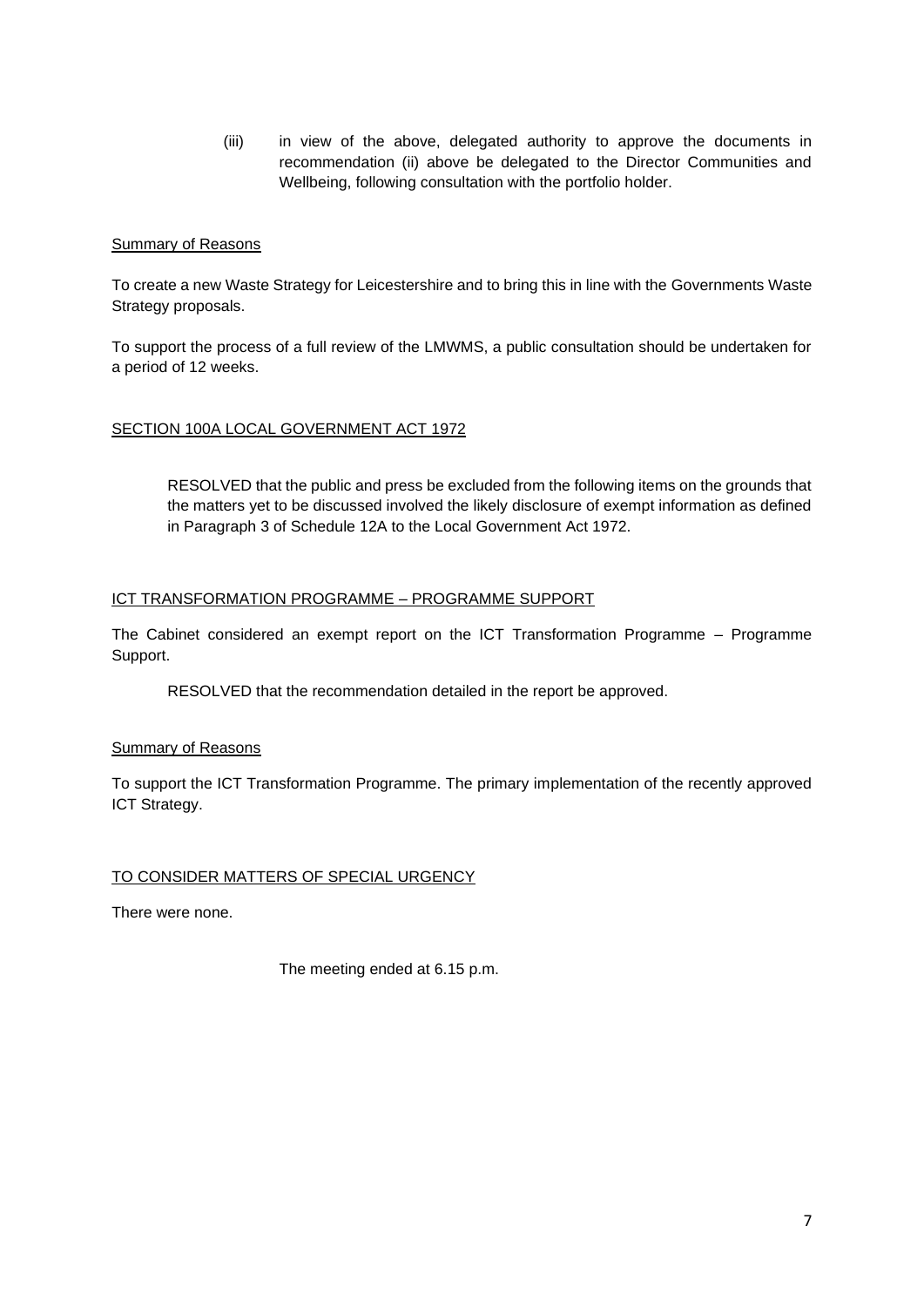(iii) in view of the above, delegated authority to approve the documents in recommendation (ii) above be delegated to the Director Communities and Wellbeing, following consultation with the portfolio holder.

Summary of Reasons

To create a new Waste Strategy for Leicestershire and to bring this in line with the Governments Waste Strategy proposals.

To support the process of a full review of the LMWMS, a public consultation should be undertaken for a period of 12 weeks.

SECTION 100A LOCAL GOVERNMENT ACT 1972

RESOLVED that the public and press be excluded from the following items on the grounds that the matters yet to be discussed involved the likely disclosure of exempt information as defined in Paragraph 3 of Schedule 12A to the Local Government Act 1972.

ICT TRANSFORMATION PROGRAMME – PROGRAMME SUPPORT

The Cabinet considered an exempt report on the ICT Transformation Programme – Programme Support.

RESOLVED that the recommendation detailed in the report be approved.

Summary of Reasons

To support the ICT Transformation Programme. The primary implementation of the recently approved ICT Strategy.

TO CONSIDER MATTERS OF SPECIAL URGENCY

There were none.

The meeting ended at 6.15 p.m.